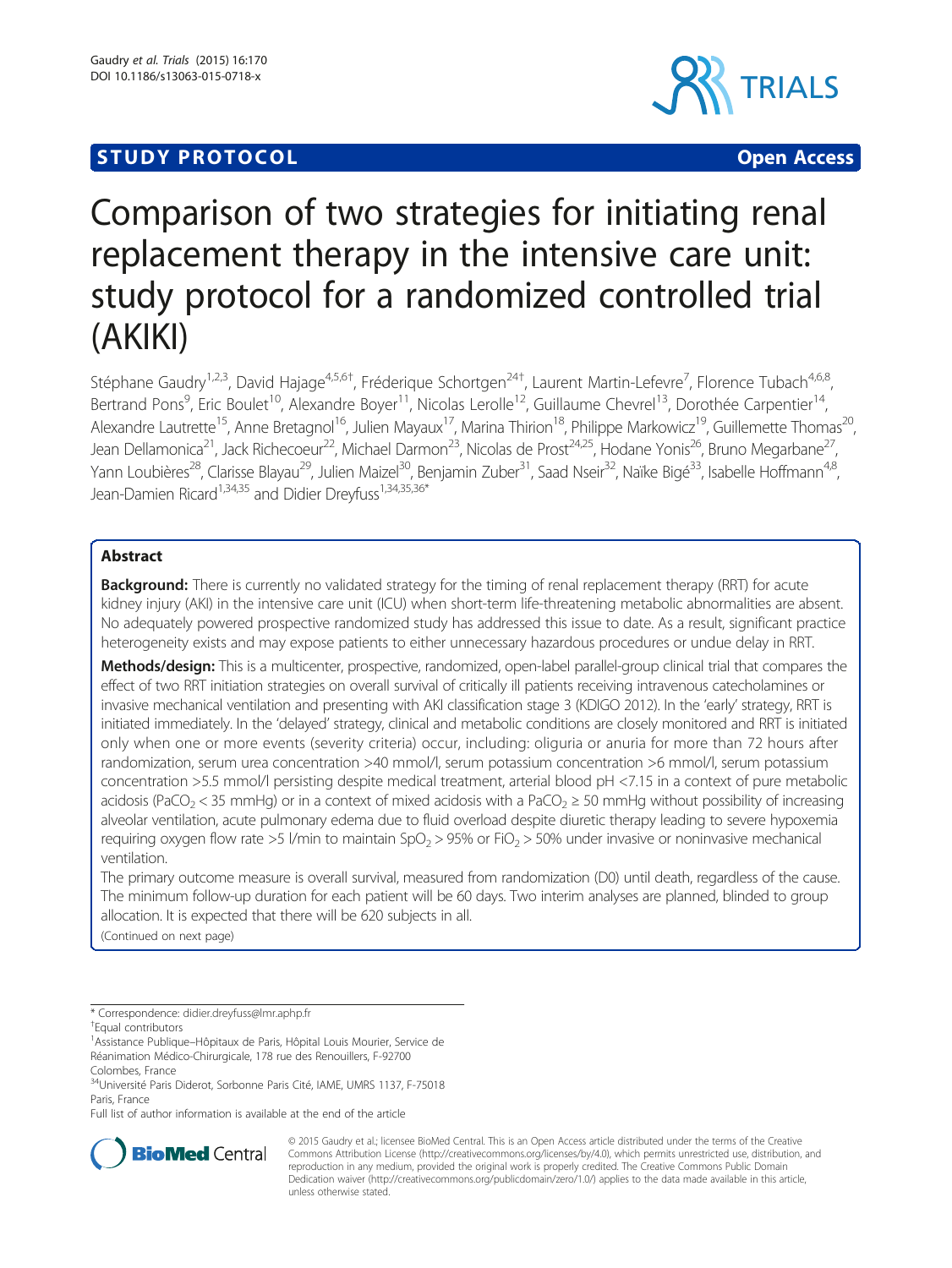**STUDY PROTOCOL** **Open Access**

# Comparison of two strategies for initiating renal replacement therapy in the intensive care unit: study protocol for a randomized controlled trial (AKIKI)

Stéphane Gaudry[1,2,3], David Hajage[4,5,6†], Fréderique Schortgen[24†], Laurent Martin-Lefevre[7], Florence Tubach[4,6,8], Bertrand Pons[9], Eric Boulet[10], Alexandre Boyer[11], Nicolas Lerolle[12], Guillaume Chevrel[13], Dorothée Carpentier[14], Alexandre Lautrette[15], Anne Bretagnol[16], Julien Mayaux[17], Marina Thirion[18], Philippe Markowicz[19], Guillemette Thomas[20], Jean Dellamonica[21], Jack Richecoeur[22], Michael Darmon[23], Nicolas de Prost[24,25], Hodane Yonis[26], Bruno Megarbane[27], Yann Loubières[28], Clarisse Blayau[29], Julien Maizel[30], Benjamin Zuber[31], Saad Nseir[32], Naïke Bigé[33], Isabelle Hoffmann[4,8], Jean-Damien Ricard[1,34,35] and Didier Dreyfuss[1,34,35,36*]

## Abstract

**Background:** There is currently no validated strategy for the timing of renal replacement therapy (RRT) for acute kidney injury (AKI) in the intensive care unit (ICU) when short-term life-threatening metabolic abnormalities are absent. No adequately powered prospective randomized study has addressed this issue to date. As a result, significant practice heterogeneity exists and may expose patients to either unnecessary hazardous procedures or undue delay in RRT.

**Methods/design:** This is a multicenter, prospective, randomized, open-label parallel-group clinical trial that compares the effect of two RRT initiation strategies on overall survival of critically ill patients receiving intravenous catecholamines or invasive mechanical ventilation and presenting with AKI classification stage 3 (KDIGO 2012). In the 'early' strategy, RRT is initiated immediately. In the 'delayed' strategy, clinical and metabolic conditions are closely monitored and RRT is initiated only when one or more events (severity criteria) occur, including: oliguria or anuria for more than 72 hours after randomization, serum urea concentration >40 mmol/l, serum potassium concentration >6 mmol/l, serum potassium concentration >5.5 mmol/l persisting despite medical treatment, arterial blood pH <7.15 in a context of pure metabolic acidosis ($PaCO_2 < 35$ mmHg) or in a context of mixed acidosis with a $PaCO_2 \geq 50$ mmHg without possibility of increasing alveolar ventilation, acute pulmonary edema due to fluid overload despite diuretic therapy leading to severe hypoxemia requiring oxygen flow rate >5 l/min to maintain $SpO_2 > 95\%$ or $FiO_2 > 50\%$ under invasive or noninvasive mechanical ventilation.

The primary outcome measure is overall survival, measured from randomization (D0) until death, regardless of the cause. The minimum follow-up duration for each patient will be 60 days. Two interim analyses are planned, blinded to group allocation. It is expected that there will be 620 subjects in all.

(Continued on next page)

\* Correspondence: didier.dreyfuss@lmr.aphp.fr

†Equal contributors

[1]Assistance Publique–Hôpitaux de Paris, Hôpital Louis Mourier, Service de Réanimation Médico-Chirurgicale, 178 rue des Renouillers, F-92700 Colombes, France

[34]Université Paris Diderot, Sorbonne Paris Cité, IAME, UMRS 1137, F-75018 Paris, France

Full list of author information is available at the end of the article

© 2015 Gaudry et al.; licensee BioMed Central. This is an Open Access article distributed under the terms of the Creative Commons Attribution License (http://creativecommons.org/licenses/by/4.0), which permits unrestricted use, distribution, and reproduction in any medium, provided the original work is properly credited. The Creative Commons Public Domain Dedication waiver (http://creativecommons.org/publicdomain/zero/1.0/) applies to the data made available in this article, unless otherwise stated.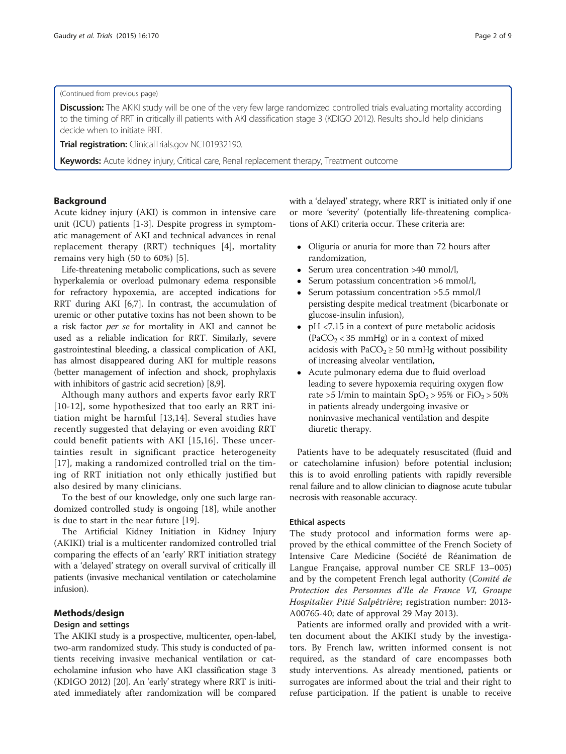(Continued from previous page)

**Discussion:** The AKIKI study will be one of the very few large randomized controlled trials evaluating mortality according to the timing of RRT in critically ill patients with AKI classification stage 3 (KDIGO 2012). Results should help clinicians decide when to initiate RRT.

**Trial registration:** ClinicalTrials.gov NCT01932190.

**Keywords:** Acute kidney injury, Critical care, Renal replacement therapy, Treatment outcome

## Background

Acute kidney injury (AKI) is common in intensive care unit (ICU) patients [1-3]. Despite progress in symptomatic management of AKI and technical advances in renal replacement therapy (RRT) techniques [4], mortality remains very high (50 to 60%) [5].

Life-threatening metabolic complications, such as severe hyperkalemia or overload pulmonary edema responsible for refractory hypoxemia, are accepted indications for RRT during AKI [6,7]. In contrast, the accumulation of uremic or other putative toxins has not been shown to be a risk factor *per se* for mortality in AKI and cannot be used as a reliable indication for RRT. Similarly, severe gastrointestinal bleeding, a classical complication of AKI, has almost disappeared during AKI for multiple reasons (better management of infection and shock, prophylaxis with inhibitors of gastric acid secretion) [8,9].

Although many authors and experts favor early RRT [10-12], some hypothesized that too early an RRT initiation might be harmful [13,14]. Several studies have recently suggested that delaying or even avoiding RRT could benefit patients with AKI [15,16]. These uncertainties result in significant practice heterogeneity [17], making a randomized controlled trial on the timing of RRT initiation not only ethically justified but also desired by many clinicians.

To the best of our knowledge, only one such large randomized controlled study is ongoing [18], while another is due to start in the near future [19].

The Artificial Kidney Initiation in Kidney Injury (AKIKI) trial is a multicenter randomized controlled trial comparing the effects of an 'early' RRT initiation strategy with a 'delayed' strategy on overall survival of critically ill patients (invasive mechanical ventilation or catecholamine infusion).

## Methods/design

### Design and settings

The AKIKI study is a prospective, multicenter, open-label, two-arm randomized study. This study is conducted of patients receiving invasive mechanical ventilation or catecholamine infusion who have AKI classification stage 3 (KDIGO 2012) [20]. An 'early' strategy where RRT is initiated immediately after randomization will be compared with a 'delayed' strategy, where RRT is initiated only if one or more 'severity' (potentially life-threatening complications of AKI) criteria occur. These criteria are:

- Oliguria or anuria for more than 72 hours after randomization,
- Serum urea concentration >40 mmol/l,
- Serum potassium concentration >6 mmol/l,
- Serum potassium concentration >5.5 mmol/l persisting despite medical treatment (bicarbonate or glucose-insulin infusion),
- pH <7.15 in a context of pure metabolic acidosis ($PaCO_2 < 35$ mmHg) or in a context of mixed acidosis with $PaCO_2 \geq 50$ mmHg without possibility of increasing alveolar ventilation,
- Acute pulmonary edema due to fluid overload leading to severe hypoxemia requiring oxygen flow rate >5 l/min to maintain $SpO_2 > 95\%$ or $FiO_2 > 50\%$ in patients already undergoing invasive or noninvasive mechanical ventilation and despite diuretic therapy.

Patients have to be adequately resuscitated (fluid and or catecholamine infusion) before potential inclusion; this is to avoid enrolling patients with rapidly reversible renal failure and to allow clinician to diagnose acute tubular necrosis with reasonable accuracy.

### Ethical aspects

The study protocol and information forms were approved by the ethical committee of the French Society of Intensive Care Medicine (Société de Réanimation de Langue Française, approval number CE SRLF 13–005) and by the competent French legal authority (*Comité de Protection des Personnes d'Ile de France VI, Groupe Hospitalier Pitié Salpêtrière*; registration number: 2013-A00765-40; date of approval 29 May 2013).

Patients are informed orally and provided with a written document about the AKIKI study by the investigators. By French law, written informed consent is not required, as the standard of care encompasses both study interventions. As already mentioned, patients or surrogates are informed about the trial and their right to refuse participation. If the patient is unable to receive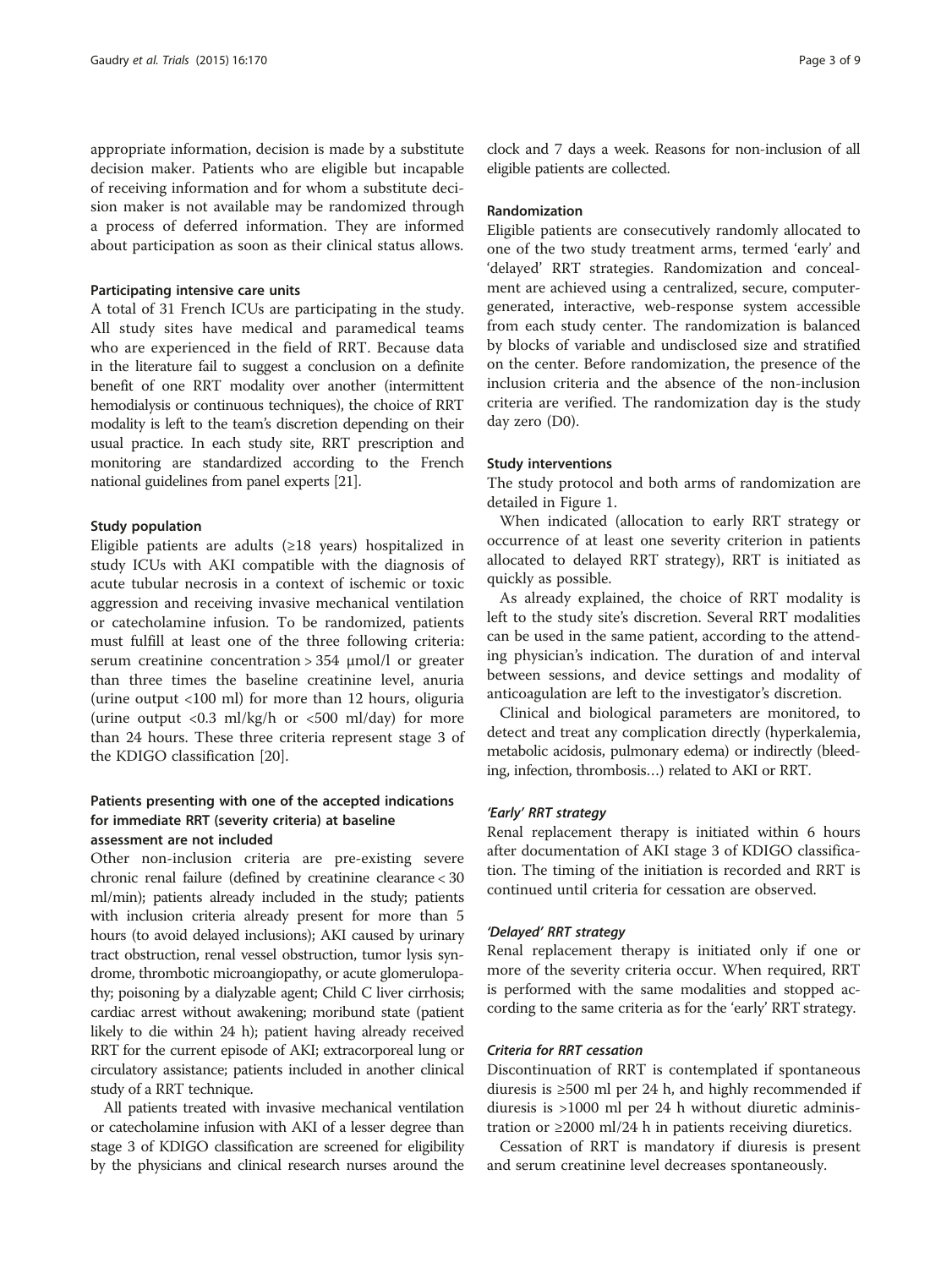appropriate information, decision is made by a substitute decision maker. Patients who are eligible but incapable of receiving information and for whom a substitute decision maker is not available may be randomized through a process of deferred information. They are informed about participation as soon as their clinical status allows.

#### Participating intensive care units

A total of 31 French ICUs are participating in the study. All study sites have medical and paramedical teams who are experienced in the field of RRT. Because data in the literature fail to suggest a conclusion on a definite benefit of one RRT modality over another (intermittent hemodialysis or continuous techniques), the choice of RRT modality is left to the team's discretion depending on their usual practice. In each study site, RRT prescription and monitoring are standardized according to the French national guidelines from panel experts [21].

#### Study population

Eligible patients are adults (≥18 years) hospitalized in study ICUs with AKI compatible with the diagnosis of acute tubular necrosis in a context of ischemic or toxic aggression and receiving invasive mechanical ventilation or catecholamine infusion. To be randomized, patients must fulfill at least one of the three following criteria: serum creatinine concentration > 354 μmol/l or greater than three times the baseline creatinine level, anuria (urine output <100 ml) for more than 12 hours, oliguria (urine output <0.3 ml/kg/h or <500 ml/day) for more than 24 hours. These three criteria represent stage 3 of the KDIGO classification [20].

#### Patients presenting with one of the accepted indications for immediate RRT (severity criteria) at baseline assessment are not included

Other non-inclusion criteria are pre-existing severe chronic renal failure (defined by creatinine clearance < 30 ml/min); patients already included in the study; patients with inclusion criteria already present for more than 5 hours (to avoid delayed inclusions); AKI caused by urinary tract obstruction, renal vessel obstruction, tumor lysis syndrome, thrombotic microangiopathy, or acute glomerulopathy; poisoning by a dialyzable agent; Child C liver cirrhosis; cardiac arrest without awakening; moribund state (patient likely to die within 24 h); patient having already received RRT for the current episode of AKI; extracorporeal lung or circulatory assistance; patients included in another clinical study of a RRT technique.

All patients treated with invasive mechanical ventilation or catecholamine infusion with AKI of a lesser degree than stage 3 of KDIGO classification are screened for eligibility by the physicians and clinical research nurses around the clock and 7 days a week. Reasons for non-inclusion of all eligible patients are collected.

#### Randomization

Eligible patients are consecutively randomly allocated to one of the two study treatment arms, termed 'early' and 'delayed' RRT strategies. Randomization and concealment are achieved using a centralized, secure, computer-generated, interactive, web-response system accessible from each study center. The randomization is balanced by blocks of variable and undisclosed size and stratified on the center. Before randomization, the presence of the inclusion criteria and the absence of the non-inclusion criteria are verified. The randomization day is the study day zero (D0).

#### Study interventions

The study protocol and both arms of randomization are detailed in Figure 1.

When indicated (allocation to early RRT strategy or occurrence of at least one severity criterion in patients allocated to delayed RRT strategy), RRT is initiated as quickly as possible.

As already explained, the choice of RRT modality is left to the study site's discretion. Several RRT modalities can be used in the same patient, according to the attending physician's indication. The duration of and interval between sessions, and device settings and modality of anticoagulation are left to the investigator's discretion.

Clinical and biological parameters are monitored, to detect and treat any complication directly (hyperkalemia, metabolic acidosis, pulmonary edema) or indirectly (bleeding, infection, thrombosis…) related to AKI or RRT.

##### *'Early' RRT strategy*

Renal replacement therapy is initiated within 6 hours after documentation of AKI stage 3 of KDIGO classification. The timing of the initiation is recorded and RRT is continued until criteria for cessation are observed.

##### *'Delayed' RRT strategy*

Renal replacement therapy is initiated only if one or more of the severity criteria occur. When required, RRT is performed with the same modalities and stopped according to the same criteria as for the 'early' RRT strategy.

##### *Criteria for RRT cessation*

Discontinuation of RRT is contemplated if spontaneous diuresis is ≥500 ml per 24 h, and highly recommended if diuresis is >1000 ml per 24 h without diuretic administration or ≥2000 ml/24 h in patients receiving diuretics.

Cessation of RRT is mandatory if diuresis is present and serum creatinine level decreases spontaneously.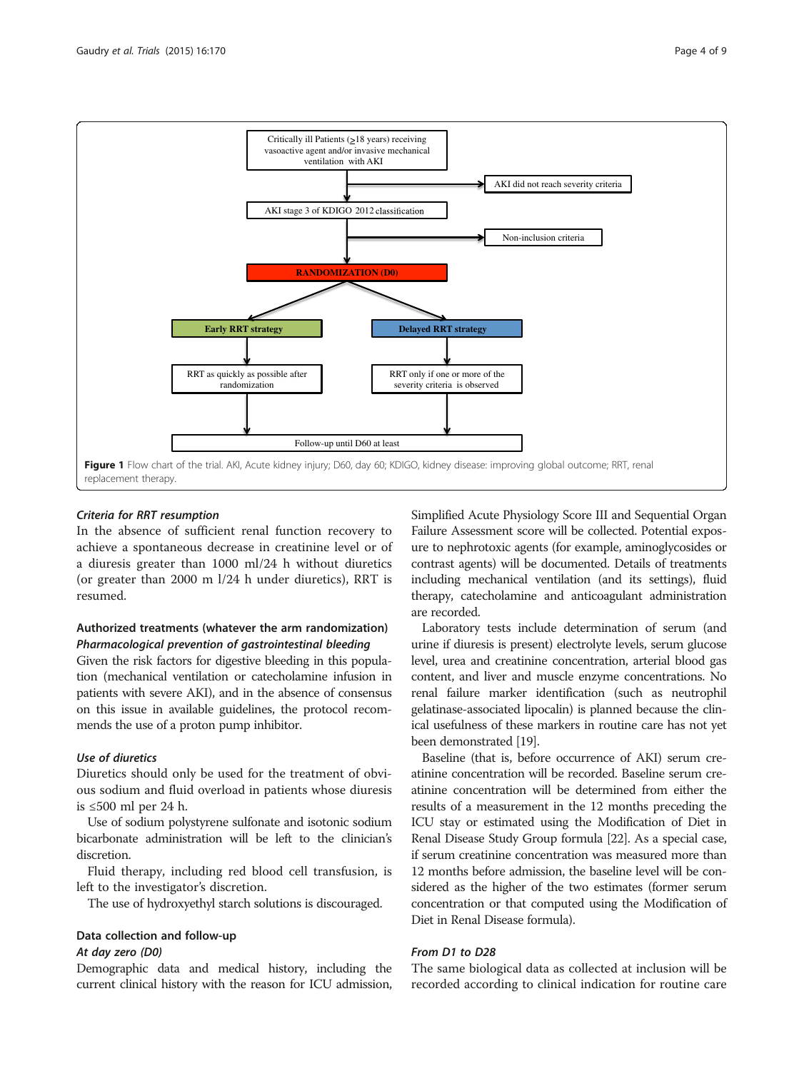Critically ill Patients (≥18 years) receiving vasoactive agent and/or invasive mechanical ventilation with AKI

AKI did not reach severity criteria

AKI stage 3 of KDIGO 2012 classification

Non-inclusion criteria

RANDOMIZATION (D0)

Early RRT strategy

Delayed RRT strategy

RRT as quickly as possible after randomization

RRT only if one or more of the severity criteria is observed

Follow-up until D60 at least

**Figure 1** Flow chart of the trial. AKI, Acute kidney injury; D60, day 60; KDIGO, kidney disease: improving global outcome; RRT, renal replacement therapy.

### *Criteria for RRT resumption*

In the absence of sufficient renal function recovery to achieve a spontaneous decrease in creatinine level or of a diuresis greater than 1000 ml/24 h without diuretics (or greater than 2000 m l/24 h under diuretics), RRT is resumed.

## Authorized treatments (whatever the arm randomization)

### *Pharmacological prevention of gastrointestinal bleeding*

Given the risk factors for digestive bleeding in this population (mechanical ventilation or catecholamine infusion in patients with severe AKI), and in the absence of consensus on this issue in available guidelines, the protocol recommends the use of a proton pump inhibitor.

### *Use of diuretics*

Diuretics should only be used for the treatment of obvious sodium and fluid overload in patients whose diuresis is ≤500 ml per 24 h.

Use of sodium polystyrene sulfonate and isotonic sodium bicarbonate administration will be left to the clinician's discretion.

Fluid therapy, including red blood cell transfusion, is left to the investigator's discretion.

The use of hydroxyethyl starch solutions is discouraged.

## Data collection and follow-up

### *At day zero (D0)*

Demographic data and medical history, including the current clinical history with the reason for ICU admission, Simplified Acute Physiology Score III and Sequential Organ Failure Assessment score will be collected. Potential exposure to nephrotoxic agents (for example, aminoglycosides or contrast agents) will be documented. Details of treatments including mechanical ventilation (and its settings), fluid therapy, catecholamine and anticoagulant administration are recorded.

Laboratory tests include determination of serum (and urine if diuresis is present) electrolyte levels, serum glucose level, urea and creatinine concentration, arterial blood gas content, and liver and muscle enzyme concentrations. No renal failure marker identification (such as neutrophil gelatinase-associated lipocalin) is planned because the clinical usefulness of these markers in routine care has not yet been demonstrated [19].

Baseline (that is, before occurrence of AKI) serum creatinine concentration will be recorded. Baseline serum creatinine concentration will be determined from either the results of a measurement in the 12 months preceding the ICU stay or estimated using the Modification of Diet in Renal Disease Study Group formula [22]. As a special case, if serum creatinine concentration was measured more than 12 months before admission, the baseline level will be considered as the higher of the two estimates (former serum concentration or that computed using the Modification of Diet in Renal Disease formula).

### *From D1 to D28*

The same biological data as collected at inclusion will be recorded according to clinical indication for routine care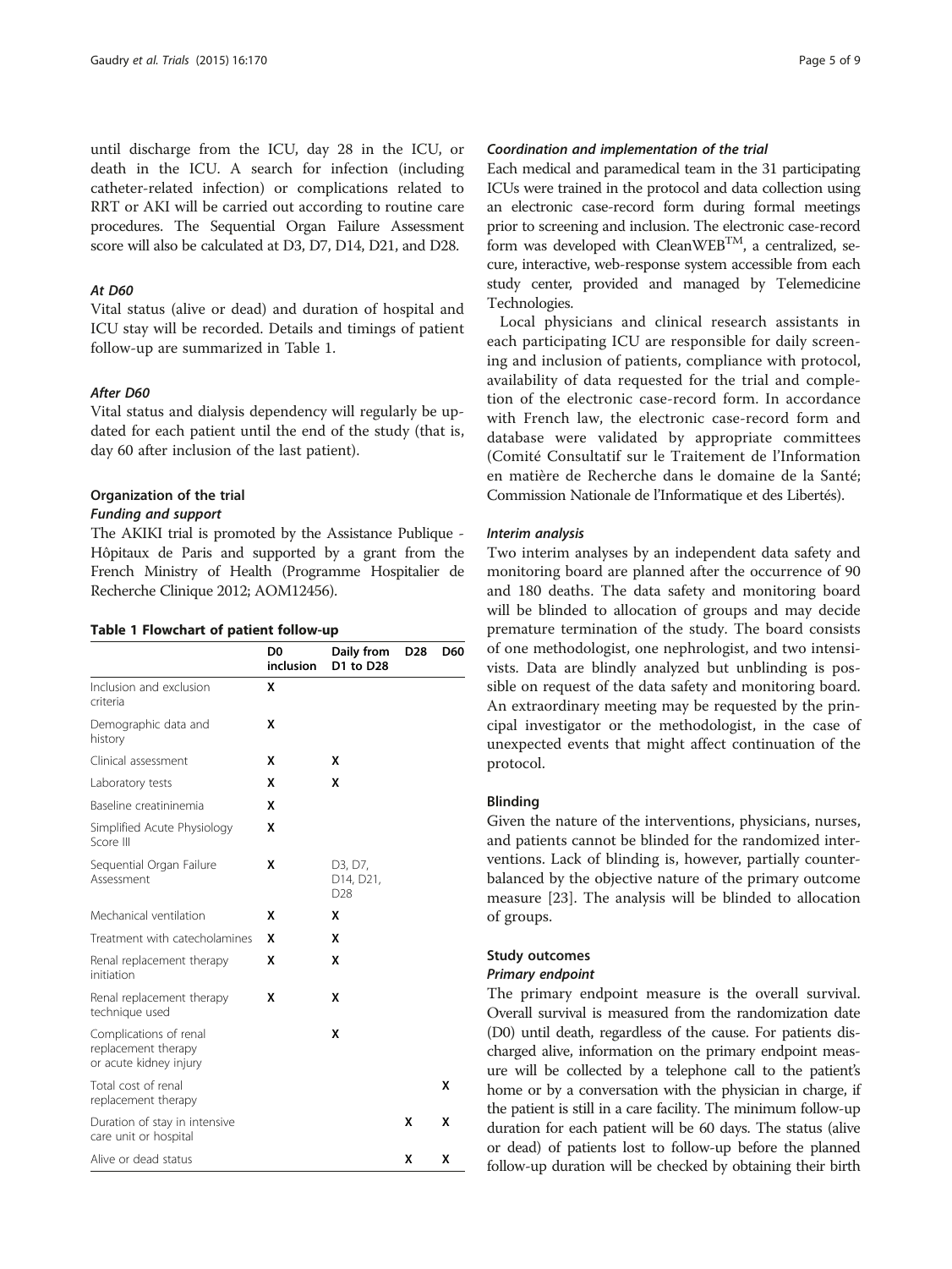until discharge from the ICU, day 28 in the ICU, or death in the ICU. A search for infection (including catheter-related infection) or complications related to RRT or AKI will be carried out according to routine care procedures. The Sequential Organ Failure Assessment score will also be calculated at D3, D7, D14, D21, and D28.

### *At D60*

Vital status (alive or dead) and duration of hospital and ICU stay will be recorded. Details and timings of patient follow-up are summarized in Table 1.

### *After D60*

Vital status and dialysis dependency will regularly be updated for each patient until the end of the study (that is, day 60 after inclusion of the last patient).

## Organization of the trial

### *Funding and support*

The AKIKI trial is promoted by the Assistance Publique - Hôpitaux de Paris and supported by a grant from the French Ministry of Health (Programme Hospitalier de Recherche Clinique 2012; AOM12456).

**Table 1 Flowchart of patient follow-up**

| | D0 inclusion | Daily from D1 to D28 | D28 | D60 |
|---|---|---|---|---|
| Inclusion and exclusion criteria | X | | | |
| Demographic data and history | X | | | |
| Clinical assessment | X | X | | |
| Laboratory tests | X | X | | |
| Baseline creatininemia | X | | | |
| Simplified Acute Physiology Score III | X | | | |
| Sequential Organ Failure Assessment | X | D3, D7, D14, D21, D28 | | |
| Mechanical ventilation | X | X | | |
| Treatment with catecholamines | X | X | | |
| Renal replacement therapy initiation | X | X | | |
| Renal replacement therapy technique used | X | X | | |
| Complications of renal replacement therapy or acute kidney injury | | X | | |
| Total cost of renal replacement therapy | | | | X |
| Duration of stay in intensive care unit or hospital | | | X | X |
| Alive or dead status | | | X | X |

### *Coordination and implementation of the trial*

Each medical and paramedical team in the 31 participating ICUs were trained in the protocol and data collection using an electronic case-record form during formal meetings prior to screening and inclusion. The electronic case-record form was developed with CleanWEB™, a centralized, secure, interactive, web-response system accessible from each study center, provided and managed by Telemedicine Technologies.

Local physicians and clinical research assistants in each participating ICU are responsible for daily screening and inclusion of patients, compliance with protocol, availability of data requested for the trial and completion of the electronic case-record form. In accordance with French law, the electronic case-record form and database were validated by appropriate committees (Comité Consultatif sur le Traitement de l'Information en matière de Recherche dans le domaine de la Santé; Commission Nationale de l'Informatique et des Libertés).

### *Interim analysis*

Two interim analyses by an independent data safety and monitoring board are planned after the occurrence of 90 and 180 deaths. The data safety and monitoring board will be blinded to allocation of groups and may decide premature termination of the study. The board consists of one methodologist, one nephrologist, and two intensivists. Data are blindly analyzed but unblinding is possible on request of the data safety and monitoring board. An extraordinary meeting may be requested by the principal investigator or the methodologist, in the case of unexpected events that might affect continuation of the protocol.

## Blinding

Given the nature of the interventions, physicians, nurses, and patients cannot be blinded for the randomized interventions. Lack of blinding is, however, partially counterbalanced by the objective nature of the primary outcome measure [23]. The analysis will be blinded to allocation of groups.

## Study outcomes

### *Primary endpoint*

The primary endpoint measure is the overall survival. Overall survival is measured from the randomization date (D0) until death, regardless of the cause. For patients discharged alive, information on the primary endpoint measure will be collected by a telephone call to the patient's home or by a conversation with the physician in charge, if the patient is still in a care facility. The minimum follow-up duration for each patient will be 60 days. The status (alive or dead) of patients lost to follow-up before the planned follow-up duration will be checked by obtaining their birth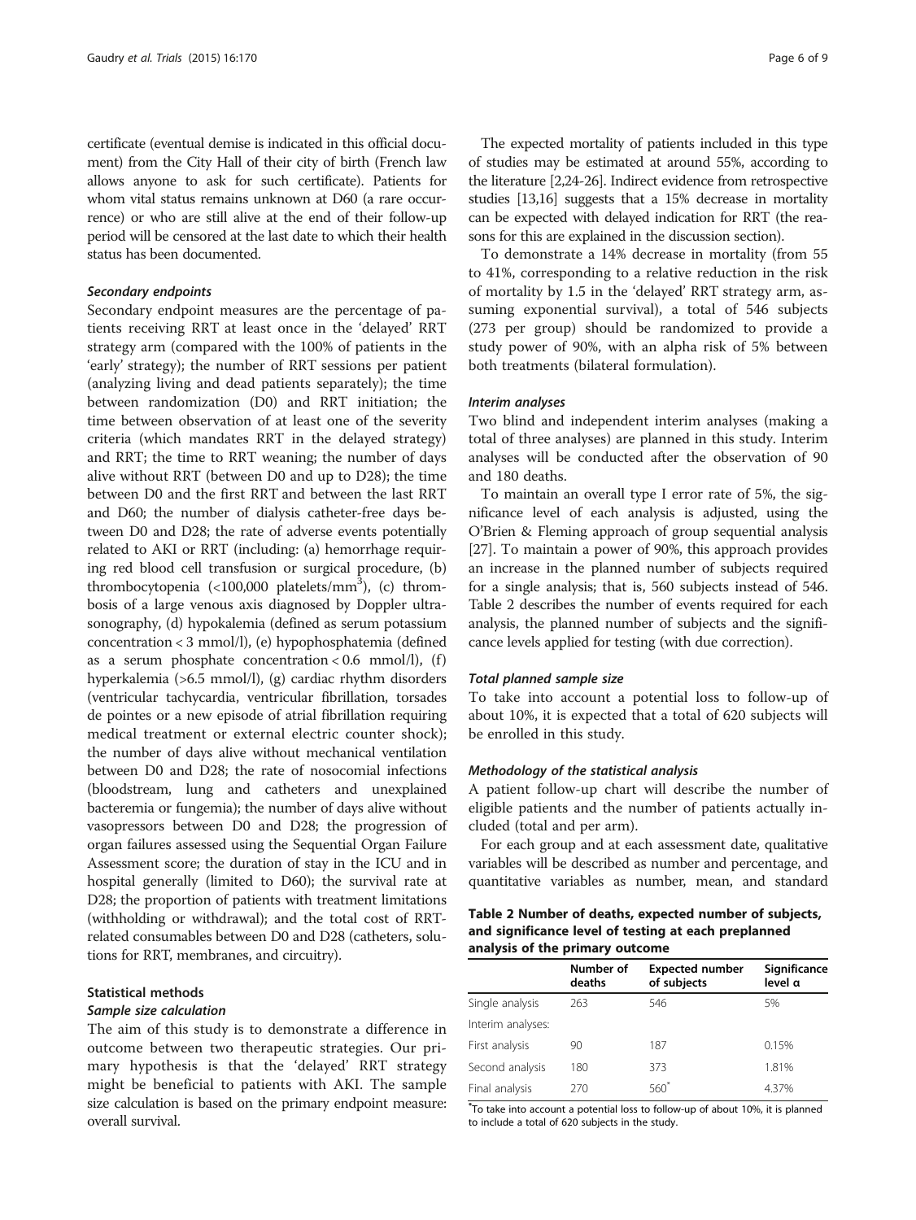certificate (eventual demise is indicated in this official document) from the City Hall of their city of birth (French law allows anyone to ask for such certificate). Patients for whom vital status remains unknown at D60 (a rare occurrence) or who are still alive at the end of their follow-up period will be censored at the last date to which their health status has been documented.

#### Secondary endpoints

Secondary endpoint measures are the percentage of patients receiving RRT at least once in the 'delayed' RRT strategy arm (compared with the 100% of patients in the 'early' strategy); the number of RRT sessions per patient (analyzing living and dead patients separately); the time between randomization (D0) and RRT initiation; the time between observation of at least one of the severity criteria (which mandates RRT in the delayed strategy) and RRT; the time to RRT weaning; the number of days alive without RRT (between D0 and up to D28); the time between D0 and the first RRT and between the last RRT and D60; the number of dialysis catheter-free days between D0 and D28; the rate of adverse events potentially related to AKI or RRT (including: (a) hemorrhage requiring red blood cell transfusion or surgical procedure, (b) thrombocytopenia (<100,000 platelets/mm$^3$), (c) thrombosis of a large venous axis diagnosed by Doppler ultrasonography, (d) hypokalemia (defined as serum potassium concentration < 3 mmol/l), (e) hypophosphatemia (defined as a serum phosphate concentration < 0.6 mmol/l), (f) hyperkalemia (>6.5 mmol/l), (g) cardiac rhythm disorders (ventricular tachycardia, ventricular fibrillation, torsades de pointes or a new episode of atrial fibrillation requiring medical treatment or external electric counter shock); the number of days alive without mechanical ventilation between D0 and D28; the rate of nosocomial infections (bloodstream, lung and catheters and unexplained bacteremia or fungemia); the number of days alive without vasopressors between D0 and D28; the progression of organ failures assessed using the Sequential Organ Failure Assessment score; the duration of stay in the ICU and in hospital generally (limited to D60); the survival rate at D28; the proportion of patients with treatment limitations (withholding or withdrawal); and the total cost of RRT-related consumables between D0 and D28 (catheters, solutions for RRT, membranes, and circuitry).

### Statistical methods

#### Sample size calculation

The aim of this study is to demonstrate a difference in outcome between two therapeutic strategies. Our primary hypothesis is that the 'delayed' RRT strategy might be beneficial to patients with AKI. The sample size calculation is based on the primary endpoint measure: overall survival.

The expected mortality of patients included in this type of studies may be estimated at around 55%, according to the literature [2,24-26]. Indirect evidence from retrospective studies [13,16] suggests that a 15% decrease in mortality can be expected with delayed indication for RRT (the reasons for this are explained in the discussion section).

To demonstrate a 14% decrease in mortality (from 55 to 41%, corresponding to a relative reduction in the risk of mortality by 1.5 in the 'delayed' RRT strategy arm, assuming exponential survival), a total of 546 subjects (273 per group) should be randomized to provide a study power of 90%, with an alpha risk of 5% between both treatments (bilateral formulation).

#### Interim analyses

Two blind and independent interim analyses (making a total of three analyses) are planned in this study. Interim analyses will be conducted after the observation of 90 and 180 deaths.

To maintain an overall type I error rate of 5%, the significance level of each analysis is adjusted, using the O'Brien & Fleming approach of group sequential analysis [27]. To maintain a power of 90%, this approach provides an increase in the planned number of subjects required for a single analysis; that is, 560 subjects instead of 546. Table 2 describes the number of events required for each analysis, the planned number of subjects and the significance levels applied for testing (with due correction).

#### Total planned sample size

To take into account a potential loss to follow-up of about 10%, it is expected that a total of 620 subjects will be enrolled in this study.

#### Methodology of the statistical analysis

A patient follow-up chart will describe the number of eligible patients and the number of patients actually included (total and per arm).

For each group and at each assessment date, qualitative variables will be described as number and percentage, and quantitative variables as number, mean, and standard

**Table 2 Number of deaths, expected number of subjects, and significance level of testing at each preplanned analysis of the primary outcome**

| | Number of deaths | Expected number of subjects | Significance level α |
|---|---|---|---|
| Single analysis | 263 | 546 | 5% |
| Interim analyses: | | | |
| First analysis | 90 | 187 | 0.15% |
| Second analysis | 180 | 373 | 1.81% |
| Final analysis | 270 | 560* | 4.37% |

*To take into account a potential loss to follow-up of about 10%, it is planned to include a total of 620 subjects in the study.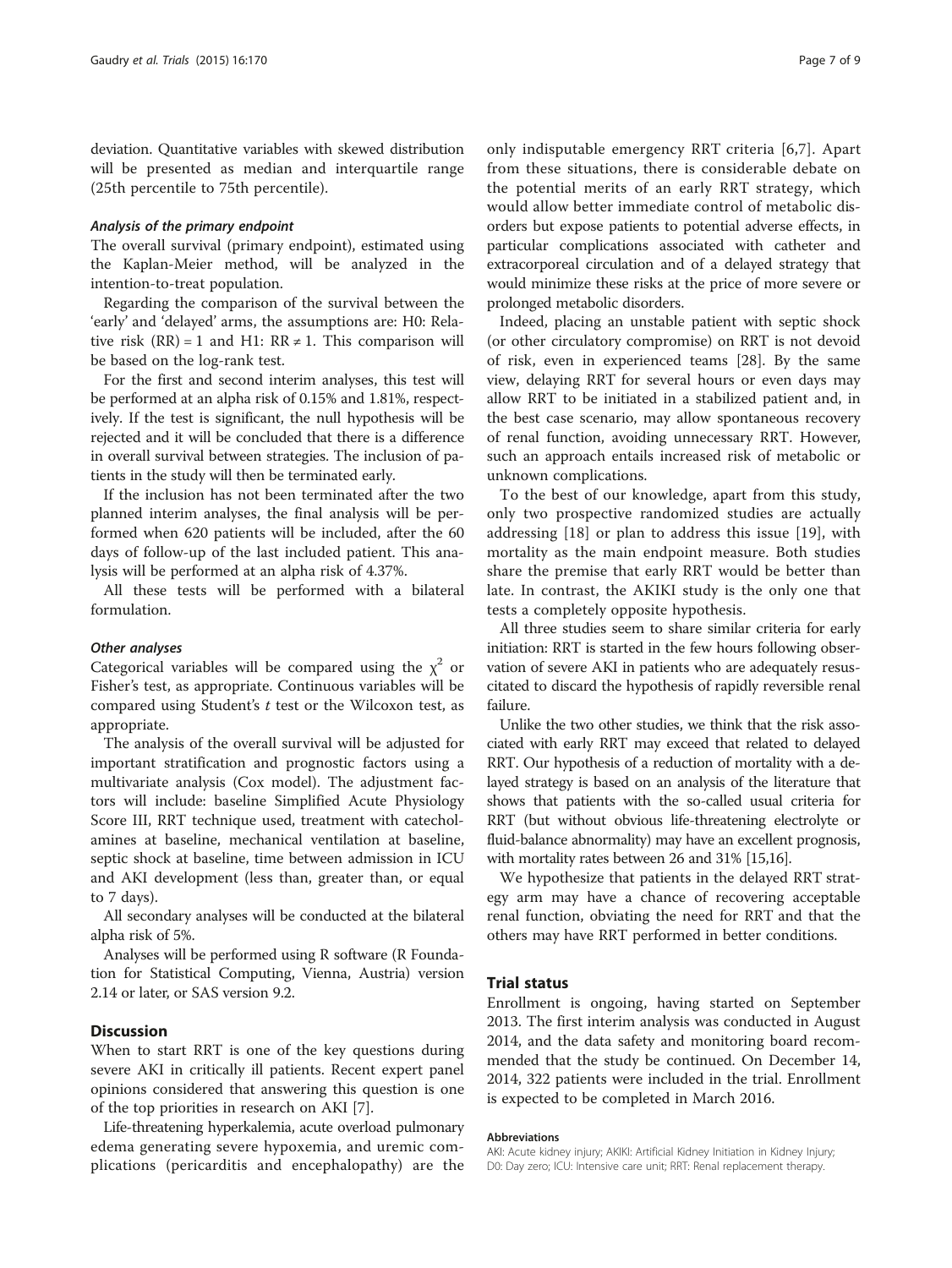deviation. Quantitative variables with skewed distribution will be presented as median and interquartile range (25th percentile to 75th percentile).

#### *Analysis of the primary endpoint*

The overall survival (primary endpoint), estimated using the Kaplan-Meier method, will be analyzed in the intention-to-treat population.

Regarding the comparison of the survival between the 'early' and 'delayed' arms, the assumptions are: H0: Relative risk (RR) = 1 and H1: RR ≠ 1. This comparison will be based on the log-rank test.

For the first and second interim analyses, this test will be performed at an alpha risk of 0.15% and 1.81%, respectively. If the test is significant, the null hypothesis will be rejected and it will be concluded that there is a difference in overall survival between strategies. The inclusion of patients in the study will then be terminated early.

If the inclusion has not been terminated after the two planned interim analyses, the final analysis will be performed when 620 patients will be included, after the 60 days of follow-up of the last included patient. This analysis will be performed at an alpha risk of 4.37%.

All these tests will be performed with a bilateral formulation.

#### *Other analyses*

Categorical variables will be compared using the $\chi^2$ or Fisher's test, as appropriate. Continuous variables will be compared using Student's *t* test or the Wilcoxon test, as appropriate.

The analysis of the overall survival will be adjusted for important stratification and prognostic factors using a multivariate analysis (Cox model). The adjustment factors will include: baseline Simplified Acute Physiology Score III, RRT technique used, treatment with catecholamines at baseline, mechanical ventilation at baseline, septic shock at baseline, time between admission in ICU and AKI development (less than, greater than, or equal to 7 days).

All secondary analyses will be conducted at the bilateral alpha risk of 5%.

Analyses will be performed using R software (R Foundation for Statistical Computing, Vienna, Austria) version 2.14 or later, or SAS version 9.2.

## Discussion

When to start RRT is one of the key questions during severe AKI in critically ill patients. Recent expert panel opinions considered that answering this question is one of the top priorities in research on AKI [7].

Life-threatening hyperkalemia, acute overload pulmonary edema generating severe hypoxemia, and uremic complications (pericarditis and encephalopathy) are the only indisputable emergency RRT criteria [6,7]. Apart from these situations, there is considerable debate on the potential merits of an early RRT strategy, which would allow better immediate control of metabolic disorders but expose patients to potential adverse effects, in particular complications associated with catheter and extracorporeal circulation and of a delayed strategy that would minimize these risks at the price of more severe or prolonged metabolic disorders.

Indeed, placing an unstable patient with septic shock (or other circulatory compromise) on RRT is not devoid of risk, even in experienced teams [28]. By the same view, delaying RRT for several hours or even days may allow RRT to be initiated in a stabilized patient and, in the best case scenario, may allow spontaneous recovery of renal function, avoiding unnecessary RRT. However, such an approach entails increased risk of metabolic or unknown complications.

To the best of our knowledge, apart from this study, only two prospective randomized studies are actually addressing [18] or plan to address this issue [19], with mortality as the main endpoint measure. Both studies share the premise that early RRT would be better than late. In contrast, the AKIKI study is the only one that tests a completely opposite hypothesis.

All three studies seem to share similar criteria for early initiation: RRT is started in the few hours following observation of severe AKI in patients who are adequately resuscitated to discard the hypothesis of rapidly reversible renal failure.

Unlike the two other studies, we think that the risk associated with early RRT may exceed that related to delayed RRT. Our hypothesis of a reduction of mortality with a delayed strategy is based on an analysis of the literature that shows that patients with the so-called usual criteria for RRT (but without obvious life-threatening electrolyte or fluid-balance abnormality) may have an excellent prognosis, with mortality rates between 26 and 31% [15,16].

We hypothesize that patients in the delayed RRT strategy arm may have a chance of recovering acceptable renal function, obviating the need for RRT and that the others may have RRT performed in better conditions.

## Trial status

Enrollment is ongoing, having started on September 2013. The first interim analysis was conducted in August 2014, and the data safety and monitoring board recommended that the study be continued. On December 14, 2014, 322 patients were included in the trial. Enrollment is expected to be completed in March 2016.

#### Abbreviations

AKI: Acute kidney injury; AKIKI: Artificial Kidney Initiation in Kidney Injury; D0: Day zero; ICU: Intensive care unit; RRT: Renal replacement therapy.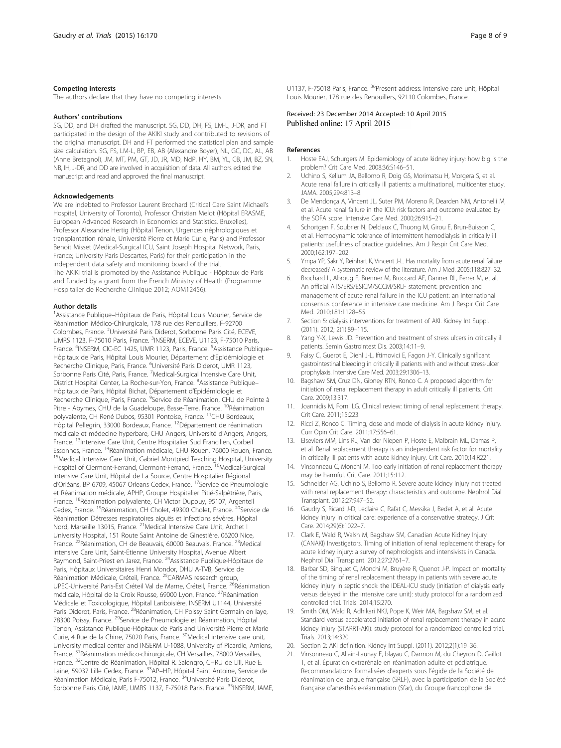### Competing interests

The authors declare that they have no competing interests.

### Authors' contributions

SG, DD, and DH drafted the manuscript. SG, DD, DH, FS, LM-L, J-DR, and FT participated in the design of the AKIKI study and contributed to revisions of the original manuscript. DH and FT performed the statistical plan and sample size calculation. SG, FS, LM-L, BP, EB, AB (Alexandre Boyer), NL, GC, DC, AL, AB (Anne Bretagnol), JM, MT, PM, GT, JD, JR, MD, NdP, HY, BM, YL, CB, JM, BZ, SN, NB, IH, J-DR, and DD are involved in acquisition of data. All authors edited the manuscript and read and approved the final manuscript.

### Acknowledgements

We are indebted to Professor Laurent Brochard (Critical Care Saint Michael's Hospital, University of Toronto), Professor Christian Melot (Hôpital ERASME, European Advanced Research in Economics and Statistics, Bruxelles), Professor Alexandre Hertig (Hôpital Tenon, Urgences néphrologiques et transplantation rénale, Université Pierre et Marie Curie, Paris) and Professor Benoit Misset (Medical-Surgical ICU, Saint Joseph Hospital Network, Paris, France; University Paris Descartes, Paris) for their participation in the independent data safety and monitoring board of the trial.
The AKIKI trial is promoted by the Assistance Publique - Hôpitaux de Paris and funded by a grant from the French Ministry of Health (Programme Hospitalier de Recherche Clinique 2012; AOM12456).

### Author details

[1]Assistance Publique–Hôpitaux de Paris, Hôpital Louis Mourier, Service de Réanimation Médico-Chirurgicale, 178 rue des Renouillers, F-92700 Colombes, France. [2]Université Paris Diderot, Sorbonne Paris Cité, ECEVE, UMRS 1123, F-75010 Paris, France. [3]INSERM, ECEVE, U1123, F-75010 Paris, France. [4]INSERM, CIC-EC 1425, UMR 1123, Paris, France. [5]Assistance Publique–Hôpitaux de Paris, Hôpital Louis Mourier, Département d'Epidémiologie et Recherche Clinique, Paris, France. [6]Université Paris Diderot, UMR 1123, Sorbonne Paris Cité, Paris, France. [7]Medical-Surgical Intensive Care Unit, District Hospital Center, La Roche-sur-Yon, France. [8]Assistance Publique–Hôpitaux de Paris, Hôpital Bichat, Département d'Epidémiologie et Recherche Clinique, Paris, France. [9]Service de Réanimation, CHU de Pointe à Pitre - Abymes, CHU de la Guadeloupe, Basse-Terre, France. [10]Réanimation polyvalente, CH René Dubos, 95301 Pontoise, France. [11]CHU Bordeaux, Hôpital Pellegrin, 33000 Bordeaux, France. [12]Département de réanimation médicale et médecine hyperbare, CHU Angers, Université d'Angers, Angers, France. [13]Intensive Care Unit, Centre Hospitalier Sud Francilien, Corbeil Essonnes, France. [14]Réanimation médicale, CHU Rouen, 76000 Rouen, France. [15]Medical Intensive Care Unit, Gabriel Montpied Teaching Hospital, University Hospital of Clermont-Ferrand, Clermont-Ferrand, France. [16]Medical-Surgical Intensive Care Unit, Hôpital de La Source, Centre Hospitalier Régional d'Orléans, BP 6709, 45067 Orleans Cedex, France. [17]Service de Pneumologie et Réanimation médicale, APHP, Groupe Hospitalier Pitié-Salpêtrière, Paris, France. [18]Réanimation polyvalente, CH Victor Dupouy, 95107, Argenteuil Cedex, France. [19]Réanimation, CH Cholet, 49300 Cholet, France. [20]Service de Réanimation Détresses respiratoires aiguës et infections sévères, Hôpital Nord, Marseille 13015, France. [21]Medical Intensive Care Unit, Archet I University Hospital, 151 Route Saint Antoine de Ginestière, 06200 Nice, France. [22]Réanimation, CH de Beauvais, 60000 Beauvais, France. [23]Medical Intensive Care Unit, Saint-Etienne University Hospital, Avenue Albert Raymond, Saint-Priest en Jarez, France. [24]Assistance Publique-Hôpitaux de Paris, Hôpitaux Universitaires Henri Mondor, DHU A-TVB, Service de Réanimation Médicale, Créteil, France. [25]CARMAS research group, UPEC-Université Paris-Est Créteil Val de Marne, Créteil, France. [26]Réanimation médicale, Hôpital de la Croix Rousse, 69000 Lyon, France. [27]Réanimation Médicale et Toxicologique, Hôpital Lariboisière, INSERM U1144, Université Paris Diderot, Paris, France. [28]Réanimation, CH Poissy Saint Germain en laye, 78300 Poissy, France. [29]Service de Pneumologie et Réanimation, Hôpital Tenon, Assistance Publique-Hôpitaux de Paris and Université Pierre et Marie Curie, 4 Rue de la Chine, 75020 Paris, France. [30]Medical intensive care unit, University medical center and INSERM U-1088, University of Picardie, Amiens, France. [31]Réanimation médico-chirurgicale, CH Versailles, 78000 Versailles, France. [32]Centre de Réanimation, Hôpital R. Salengro, CHRU de Lill, Rue E. Laine, 59037 Lille Cedex, France. [33]AP–HP, Hôpital Saint Antoine, Service de Réanimation Médicale, Paris F-75012, France. [34]Université Paris Diderot, Sorbonne Paris Cité, IAME, UMRS 1137, F-75018 Paris, France. [35]INSERM, IAME, U1137, F-75018 Paris, France. [36]Present address: Intensive care unit, Hôpital Louis Mourier, 178 rue des Renouillers, 92110 Colombes, France.

Received: 23 December 2014 Accepted: 10 April 2015
Published online: 17 April 2015

### References

1. Hoste EAJ, Schurgers M. Epidemiology of acute kidney injury: how big is the problem? Crit Care Med. 2008;36:S146–51.
2. Uchino S, Kellum JA, Bellomo R, Doig GS, Morimatsu H, Morgera S, et al. Acute renal failure in critically ill patients: a multinational, multicenter study. JAMA. 2005;294:813–8.
3. De Mendonça A, Vincent JL, Suter PM, Moreno R, Dearden NM, Antonelli M, et al. Acute renal failure in the ICU: risk factors and outcome evaluated by the SOFA score. Intensive Care Med. 2000;26:915–21.
4. Schortgen F, Soubrier N, Delclaux C, Thuong M, Girou E, Brun-Buisson C, et al. Hemodynamic tolerance of intermittent hemodialysis in critically ill patients: usefulness of practice guidelines. Am J Respir Crit Care Med. 2000;162:197–202.
5. Ympa YP, Sakr Y, Reinhart K, Vincent J-L. Has mortality from acute renal failure decreased? A systematic review of the literature. Am J Med. 2005;118:827–32.
6. Brochard L, Abroug F, Brenner M, Broccard AF, Danner RL, Ferrer M, et al. An official ATS/ERS/ESICM/SCCM/SRLF statement: prevention and management of acute renal failure in the ICU patient: an international consensus conference in intensive care medicine. Am J Respir Crit Care Med. 2010;181:1128–55.
7. Section 5: dialysis interventions for treatment of AKI. Kidney Int Suppl. (2011). 2012; 2(1):89–115.
8. Yang Y-X, Lewis JD. Prevention and treatment of stress ulcers in critically ill patients. Semin Gastrointest Dis. 2003;14:11–9.
9. Faisy C, Guerot E, Diehl J-L, Iftimovici E, Fagon J-Y. Clinically significant gastrointestinal bleeding in critically ill patients with and without stress-ulcer prophylaxis. Intensive Care Med. 2003;29:1306–13.
10. Bagshaw SM, Cruz DN, Gibney RTN, Ronco C. A proposed algorithm for initiation of renal replacement therapy in adult critically ill patients. Crit Care. 2009;13:317.
11. Joannidis M, Forni LG. Clinical review: timing of renal replacement therapy. Crit Care. 2011;15:223.
12. Ricci Z, Ronco C. Timing, dose and mode of dialysis in acute kidney injury. Curr Opin Crit Care. 2011;17:556–61.
13. Elseviers MM, Lins RL, Van der Niepen P, Hoste E, Malbrain ML, Damas P, et al. Renal replacement therapy is an independent risk factor for mortality in critically ill patients with acute kidney injury. Crit Care. 2010;14:R221.
14. Vinsonneau C, Monchi M. Too early initiation of renal replacement therapy may be harmful. Crit Care. 2011;15:112.
15. Schneider AG, Uchino S, Bellomo R. Severe acute kidney injury not treated with renal replacement therapy: characteristics and outcome. Nephrol Dial Transplant. 2012;27:947–52.
16. Gaudry S, Ricard J-D, Leclaire C, Rafat C, Messika J, Bedet A, et al. Acute kidney injury in critical care: experience of a conservative strategy. J Crit Care. 2014;29(6):1022–7.
17. Clark E, Wald R, Walsh M, Bagshaw SM, Canadian Acute Kidney Injury (CANAKI) Investigators. Timing of initiation of renal replacement therapy for acute kidney injury: a survey of nephrologists and intensivists in Canada. Nephrol Dial Transplant. 2012;27:2761–7.
18. Barbar SD, Binquet C, Monchi M, Bruyère R, Quenot J-P. Impact on mortality of the timing of renal replacement therapy in patients with severe acute kidney injury in septic shock: the IDEAL-ICU study (initiation of dialysis early versus delayed in the intensive care unit): study protocol for a randomized controlled trial. Trials. 2014;15:270.
19. Smith OM, Wald R, Adhikari NKJ, Pope K, Weir MA, Bagshaw SM, et al. Standard versus accelerated initiation of renal replacement therapy in acute kidney injury (STARRT-AKI): study protocol for a randomized controlled trial. Trials. 2013;14:320.
20. Section 2: AKI definition. Kidney Int Suppl. (2011). 2012;2(1):19–36.
21. Vinsonneau C, Allain-Launay E, blayau C, Darmon M, du Cheyron D, Gaillot T, et al. Épuration extrarénale en réanimation adulte et pédiatrique. Recommandations formalisées d'experts sous l'égide de la Société de réanimation de langue française (SRLF), avec la participation de la Société française d'anesthésie-réanimation (Sfar), du Groupe francophone de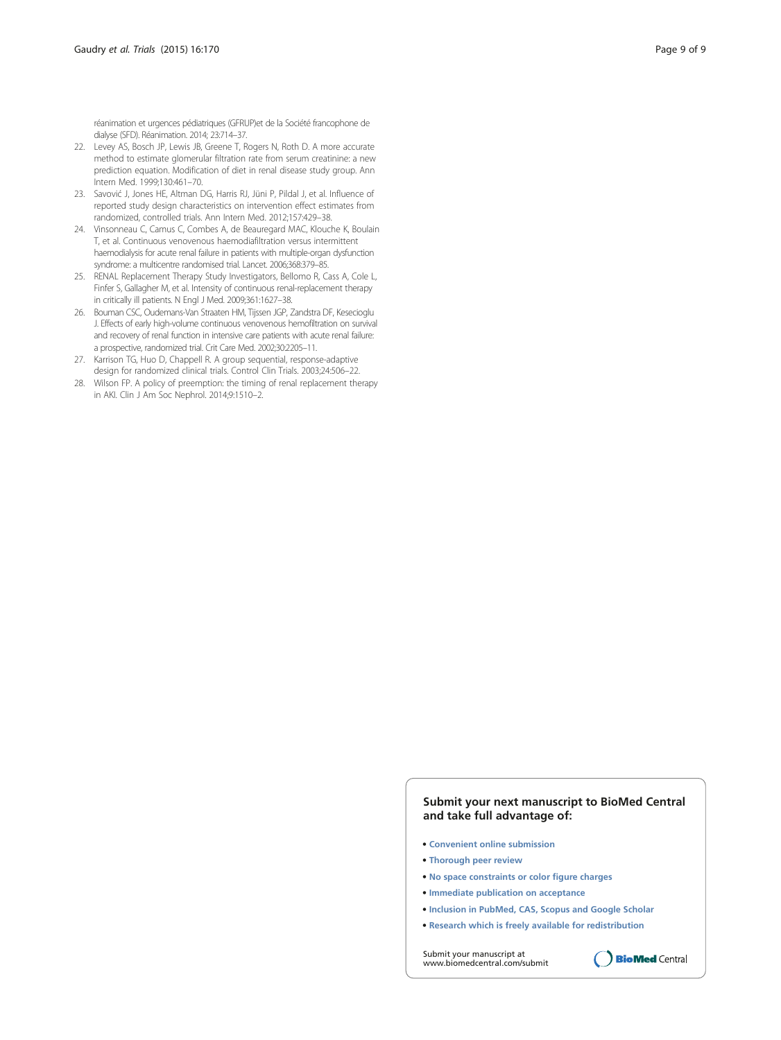réanimation et urgences pédiatriques (GFRUP)et de la Société francophone de dialyse (SFD). Réanimation. 2014; 23:714–37.

22. Levey AS, Bosch JP, Lewis JB, Greene T, Rogers N, Roth D. A more accurate method to estimate glomerular filtration rate from serum creatinine: a new prediction equation. Modification of diet in renal disease study group. Ann Intern Med. 1999;130:461–70.
23. Savović J, Jones HE, Altman DG, Harris RJ, Jüni P, Pildal J, et al. Influence of reported study design characteristics on intervention effect estimates from randomized, controlled trials. Ann Intern Med. 2012;157:429–38.
24. Vinsonneau C, Camus C, Combes A, de Beauregard MAC, Klouche K, Boulain T, et al. Continuous venovenous haemodiafiltration versus intermittent haemodialysis for acute renal failure in patients with multiple-organ dysfunction syndrome: a multicentre randomised trial. Lancet. 2006;368:379–85.
25. RENAL Replacement Therapy Study Investigators, Bellomo R, Cass A, Cole L, Finfer S, Gallagher M, et al. Intensity of continuous renal-replacement therapy in critically ill patients. N Engl J Med. 2009;361:1627–38.
26. Bouman CSC, Oudemans-Van Straaten HM, Tijssen JGP, Zandstra DF, Kesecioglu J. Effects of early high-volume continuous venovenous hemofiltration on survival and recovery of renal function in intensive care patients with acute renal failure: a prospective, randomized trial. Crit Care Med. 2002;30:2205–11.
27. Karrison TG, Huo D, Chappell R. A group sequential, response-adaptive design for randomized clinical trials. Control Clin Trials. 2003;24:506–22.
28. Wilson FP. A policy of preemption: the timing of renal replacement therapy in AKI. Clin J Am Soc Nephrol. 2014;9:1510–2.

**Submit your next manuscript to BioMed Central and take full advantage of:**

- **Convenient online submission**
- **Thorough peer review**
- **No space constraints or color figure charges**
- **Immediate publication on acceptance**
- **Inclusion in PubMed, CAS, Scopus and Google Scholar**
- **Research which is freely available for redistribution**

Submit your manuscript at
www.biomedcentral.com/submit

BioMed Central